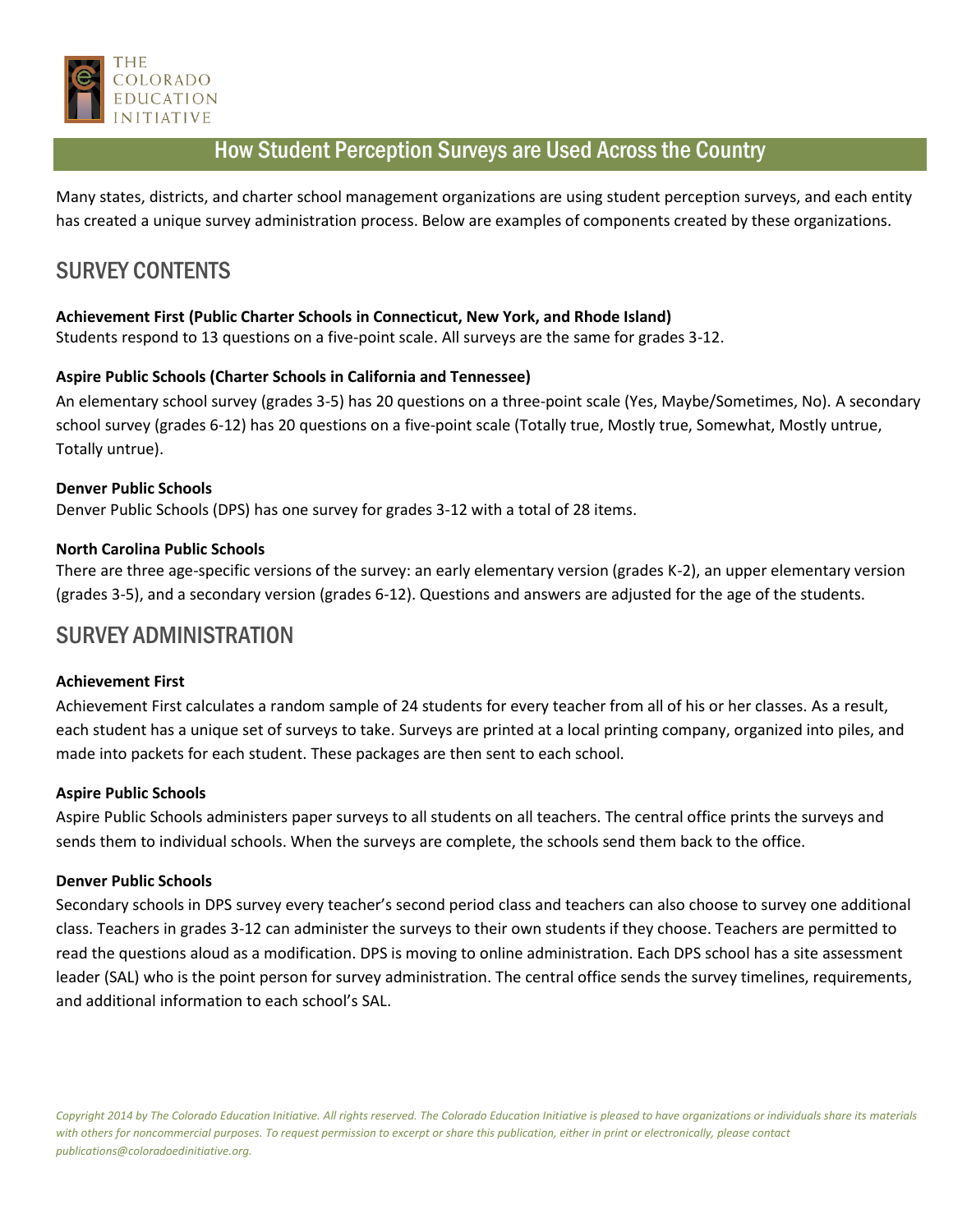THE COLORADO EDUCATION INITIATIVE

# How Student Perception Surveys are Used Across the Country

Many states, districts, and charter school management organizations are using student perception surveys, and each entity has created a unique survey administration process. Below are examples of components created by these organizations.

## SURVEY CONTENTS

**Achievement First (Public Charter Schools in Connecticut, New York, and Rhode Island)**
Students respond to 13 questions on a five-point scale. All surveys are the same for grades 3-12.

**Aspire Public Schools (Charter Schools in California and Tennessee)**
An elementary school survey (grades 3-5) has 20 questions on a three-point scale (Yes, Maybe/Sometimes, No). A secondary school survey (grades 6-12) has 20 questions on a five-point scale (Totally true, Mostly true, Somewhat, Mostly untrue, Totally untrue).

**Denver Public Schools**
Denver Public Schools (DPS) has one survey for grades 3-12 with a total of 28 items.

**North Carolina Public Schools**
There are three age-specific versions of the survey: an early elementary version (grades K-2), an upper elementary version (grades 3-5), and a secondary version (grades 6-12). Questions and answers are adjusted for the age of the students.

## SURVEY ADMINISTRATION

**Achievement First**
Achievement First calculates a random sample of 24 students for every teacher from all of his or her classes. As a result, each student has a unique set of surveys to take. Surveys are printed at a local printing company, organized into piles, and made into packets for each student. These packages are then sent to each school.

**Aspire Public Schools**
Aspire Public Schools administers paper surveys to all students on all teachers. The central office prints the surveys and sends them to individual schools. When the surveys are complete, the schools send them back to the office.

**Denver Public Schools**
Secondary schools in DPS survey every teacher's second period class and teachers can also choose to survey one additional class. Teachers in grades 3-12 can administer the surveys to their own students if they choose. Teachers are permitted to read the questions aloud as a modification. DPS is moving to online administration. Each DPS school has a site assessment leader (SAL) who is the point person for survey administration. The central office sends the survey timelines, requirements, and additional information to each school's SAL.

*Copyright 2014 by The Colorado Education Initiative. All rights reserved. The Colorado Education Initiative is pleased to have organizations or individuals share its materials with others for noncommercial purposes. To request permission to excerpt or share this publication, either in print or electronically, please contact publications@coloradoedinitiative.org.*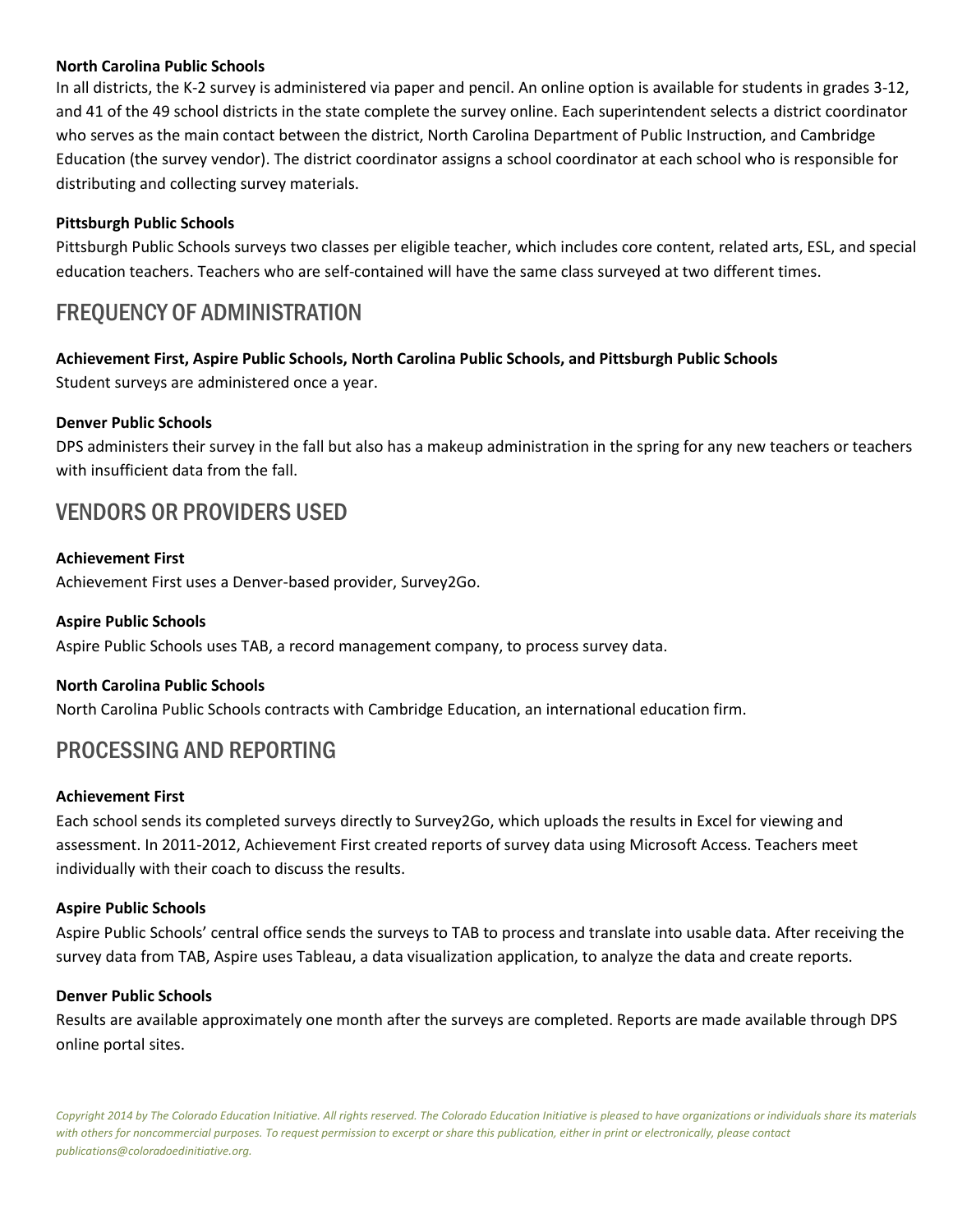**North Carolina Public Schools**

In all districts, the K-2 survey is administered via paper and pencil. An online option is available for students in grades 3-12, and 41 of the 49 school districts in the state complete the survey online. Each superintendent selects a district coordinator who serves as the main contact between the district, North Carolina Department of Public Instruction, and Cambridge Education (the survey vendor). The district coordinator assigns a school coordinator at each school who is responsible for distributing and collecting survey materials.

**Pittsburgh Public Schools**

Pittsburgh Public Schools surveys two classes per eligible teacher, which includes core content, related arts, ESL, and special education teachers. Teachers who are self-contained will have the same class surveyed at two different times.

## FREQUENCY OF ADMINISTRATION

**Achievement First, Aspire Public Schools, North Carolina Public Schools, and Pittsburgh Public Schools**

Student surveys are administered once a year.

**Denver Public Schools**

DPS administers their survey in the fall but also has a makeup administration in the spring for any new teachers or teachers with insufficient data from the fall.

## VENDORS OR PROVIDERS USED

**Achievement First**

Achievement First uses a Denver-based provider, Survey2Go.

**Aspire Public Schools**

Aspire Public Schools uses TAB, a record management company, to process survey data.

**North Carolina Public Schools**

North Carolina Public Schools contracts with Cambridge Education, an international education firm.

## PROCESSING AND REPORTING

**Achievement First**

Each school sends its completed surveys directly to Survey2Go, which uploads the results in Excel for viewing and assessment. In 2011-2012, Achievement First created reports of survey data using Microsoft Access. Teachers meet individually with their coach to discuss the results.

**Aspire Public Schools**

Aspire Public Schools' central office sends the surveys to TAB to process and translate into usable data. After receiving the survey data from TAB, Aspire uses Tableau, a data visualization application, to analyze the data and create reports.

**Denver Public Schools**

Results are available approximately one month after the surveys are completed. Reports are made available through DPS online portal sites.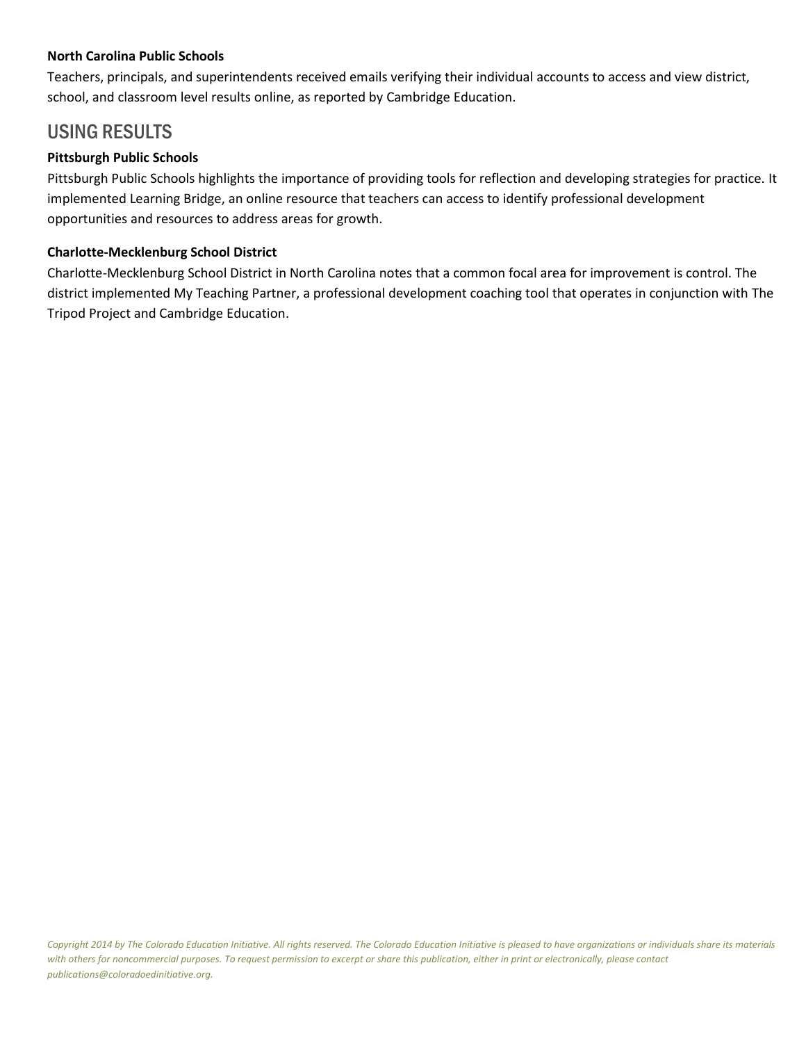**North Carolina Public Schools**

Teachers, principals, and superintendents received emails verifying their individual accounts to access and view district, school, and classroom level results online, as reported by Cambridge Education.

## USING RESULTS

**Pittsburgh Public Schools**

Pittsburgh Public Schools highlights the importance of providing tools for reflection and developing strategies for practice. It implemented Learning Bridge, an online resource that teachers can access to identify professional development opportunities and resources to address areas for growth.

**Charlotte-Mecklenburg School District**

Charlotte-Mecklenburg School District in North Carolina notes that a common focal area for improvement is control. The district implemented My Teaching Partner, a professional development coaching tool that operates in conjunction with The Tripod Project and Cambridge Education.

*Copyright 2014 by The Colorado Education Initiative. All rights reserved. The Colorado Education Initiative is pleased to have organizations or individuals share its materials with others for noncommercial purposes. To request permission to excerpt or share this publication, either in print or electronically, please contact publications@coloradoedinitiative.org.*